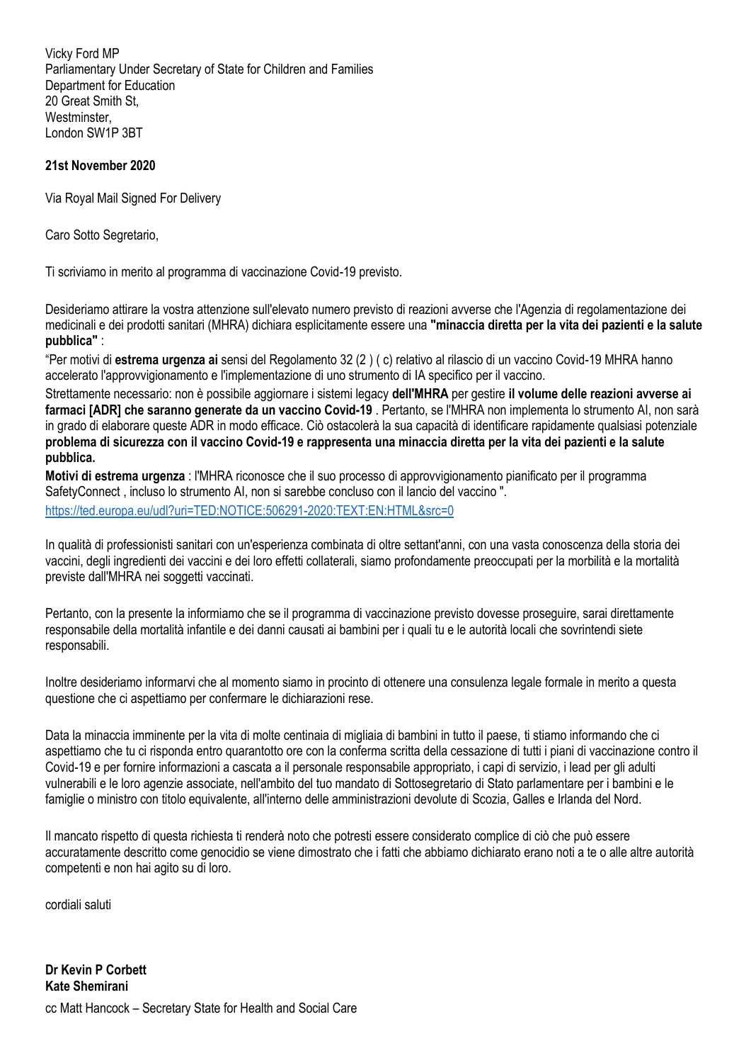Vicky Ford MP
Parliamentary Under Secretary of State for Children and Families
Department for Education
20 Great Smith St,
Westminster,
London SW1P 3BT

**21st November 2020**

Via Royal Mail Signed For Delivery

Caro Sotto Segretario,

Ti scriviamo in merito al programma di vaccinazione Covid-19 previsto.

Desideriamo attirare la vostra attenzione sull'elevato numero previsto di reazioni avverse che l'Agenzia di regolamentazione dei medicinali e dei prodotti sanitari (MHRA) dichiara esplicitamente essere una **"minaccia diretta per la vita dei pazienti e la salute pubblica"** :

"Per motivi di **estrema urgenza ai** sensi del Regolamento 32 (2 ) ( c) relativo al rilascio di un vaccino Covid-19 MHRA hanno accelerato l'approvvigionamento e l'implementazione di uno strumento di IA specifico per il vaccino.

Strettamente necessario: non è possibile aggiornare i sistemi legacy **dell'MHRA** per gestire **il volume delle reazioni avverse ai farmaci [ADR] che saranno generate da un vaccino Covid-19** . Pertanto, se l'MHRA non implementa lo strumento AI, non sarà in grado di elaborare queste ADR in modo efficace. Ciò ostacolerà la sua capacità di identificare rapidamente qualsiasi potenziale **problema di sicurezza con il vaccino Covid-19 e rappresenta una minaccia diretta per la vita dei pazienti e la salute pubblica.**

**Motivi di estrema urgenza** : l'MHRA riconosce che il suo processo di approvvigionamento pianificato per il programma SafetyConnect , incluso lo strumento AI, non si sarebbe concluso con il lancio del vaccino ".

https://ted.europa.eu/udl?uri=TED:NOTICE:506291-2020:TEXT:EN:HTML&src=0

In qualità di professionisti sanitari con un'esperienza combinata di oltre settant'anni, con una vasta conoscenza della storia dei vaccini, degli ingredienti dei vaccini e dei loro effetti collaterali, siamo profondamente preoccupati per la morbilità e la mortalità previste dall'MHRA nei soggetti vaccinati.

Pertanto, con la presente la informiamo che se il programma di vaccinazione previsto dovesse proseguire, sarai direttamente responsabile della mortalità infantile e dei danni causati ai bambini per i quali tu e le autorità locali che sovrintendi siete responsabili.

Inoltre desideriamo informarvi che al momento siamo in procinto di ottenere una consulenza legale formale in merito a questa questione che ci aspettiamo per confermare le dichiarazioni rese.

Data la minaccia imminente per la vita di molte centinaia di migliaia di bambini in tutto il paese, ti stiamo informando che ci aspettiamo che tu ci risponda entro quarantotto ore con la conferma scritta della cessazione di tutti i piani di vaccinazione contro il Covid-19 e per fornire informazioni a cascata a il personale responsabile appropriato, i capi di servizio, i lead per gli adulti vulnerabili e le loro agenzie associate, nell'ambito del tuo mandato di Sottosegretario di Stato parlamentare per i bambini e le famiglie o ministro con titolo equivalente, all'interno delle amministrazioni devolute di Scozia, Galles e Irlanda del Nord.

Il mancato rispetto di questa richiesta ti renderà noto che potresti essere considerato complice di ciò che può essere accuratamente descritto come genocidio se viene dimostrato che i fatti che abbiamo dichiarato erano noti a te o alle altre autorità competenti e non hai agito su di loro.

cordiali saluti

**Dr Kevin P Corbett**
**Kate Shemirani**

cc Matt Hancock – Secretary State for Health and Social Care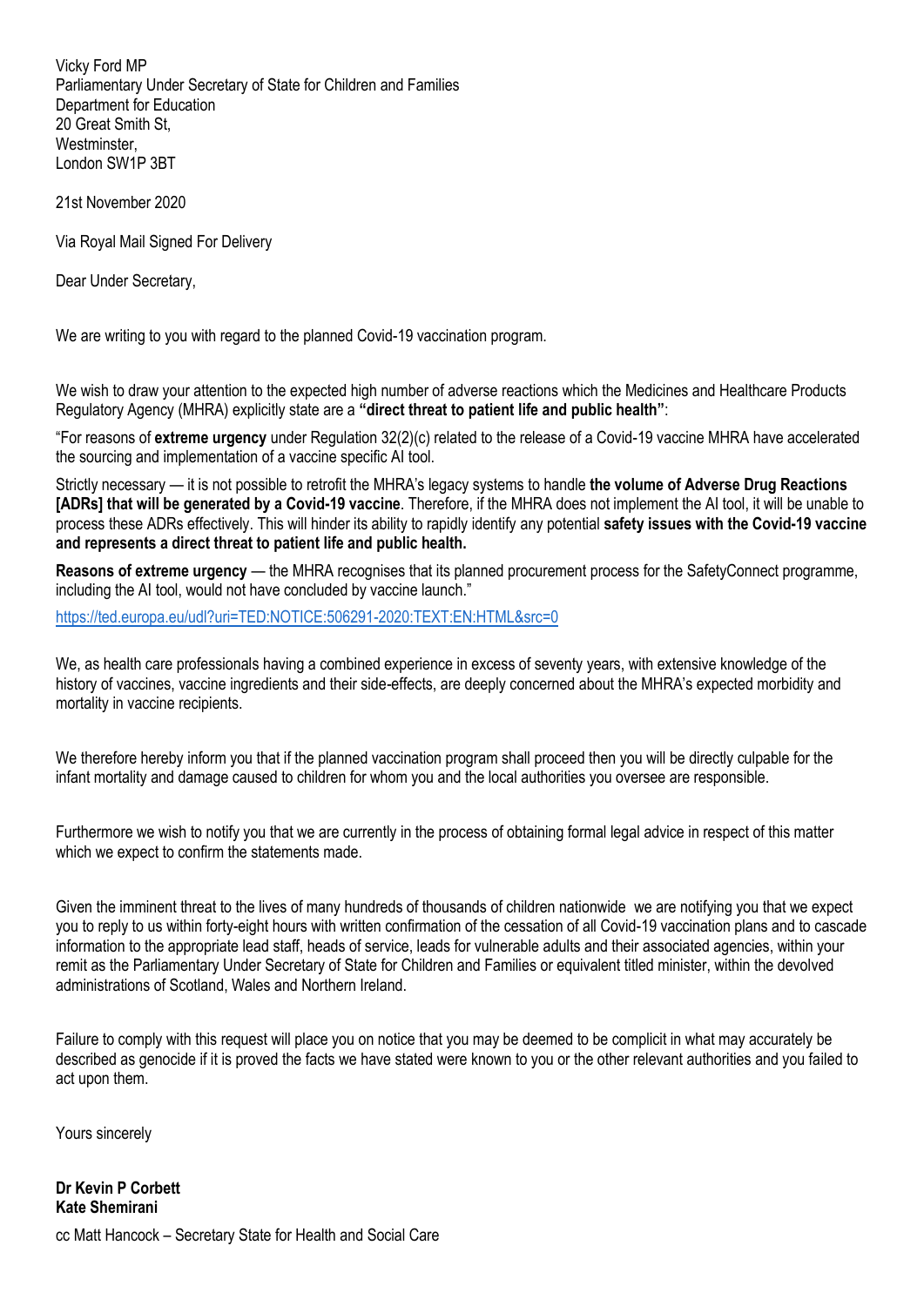Vicky Ford MP
Parliamentary Under Secretary of State for Children and Families
Department for Education
20 Great Smith St,
Westminster,
London SW1P 3BT

21st November 2020

Via Royal Mail Signed For Delivery

Dear Under Secretary,

We are writing to you with regard to the planned Covid-19 vaccination program.

We wish to draw your attention to the expected high number of adverse reactions which the Medicines and Healthcare Products Regulatory Agency (MHRA) explicitly state are a **"direct threat to patient life and public health"**:

"For reasons of **extreme urgency** under Regulation 32(2)(c) related to the release of a Covid-19 vaccine MHRA have accelerated the sourcing and implementation of a vaccine specific AI tool.

Strictly necessary — it is not possible to retrofit the MHRA's legacy systems to handle **the volume of Adverse Drug Reactions [ADRs] that will be generated by a Covid-19 vaccine**. Therefore, if the MHRA does not implement the AI tool, it will be unable to process these ADRs effectively. This will hinder its ability to rapidly identify any potential **safety issues with the Covid-19 vaccine and represents a direct threat to patient life and public health.**

**Reasons of extreme urgency** — the MHRA recognises that its planned procurement process for the SafetyConnect programme, including the AI tool, would not have concluded by vaccine launch."

https://ted.europa.eu/udl?uri=TED:NOTICE:506291-2020:TEXT:EN:HTML&src=0

We, as health care professionals having a combined experience in excess of seventy years, with extensive knowledge of the history of vaccines, vaccine ingredients and their side-effects, are deeply concerned about the MHRA's expected morbidity and mortality in vaccine recipients.

We therefore hereby inform you that if the planned vaccination program shall proceed then you will be directly culpable for the infant mortality and damage caused to children for whom you and the local authorities you oversee are responsible.

Furthermore we wish to notify you that we are currently in the process of obtaining formal legal advice in respect of this matter which we expect to confirm the statements made.

Given the imminent threat to the lives of many hundreds of thousands of children nationwide we are notifying you that we expect you to reply to us within forty-eight hours with written confirmation of the cessation of all Covid-19 vaccination plans and to cascade information to the appropriate lead staff, heads of service, leads for vulnerable adults and their associated agencies, within your remit as the Parliamentary Under Secretary of State for Children and Families or equivalent titled minister, within the devolved administrations of Scotland, Wales and Northern Ireland.

Failure to comply with this request will place you on notice that you may be deemed to be complicit in what may accurately be described as genocide if it is proved the facts we have stated were known to you or the other relevant authorities and you failed to act upon them.

Yours sincerely

**Dr Kevin P Corbett**
**Kate Shemirani**

cc Matt Hancock – Secretary State for Health and Social Care